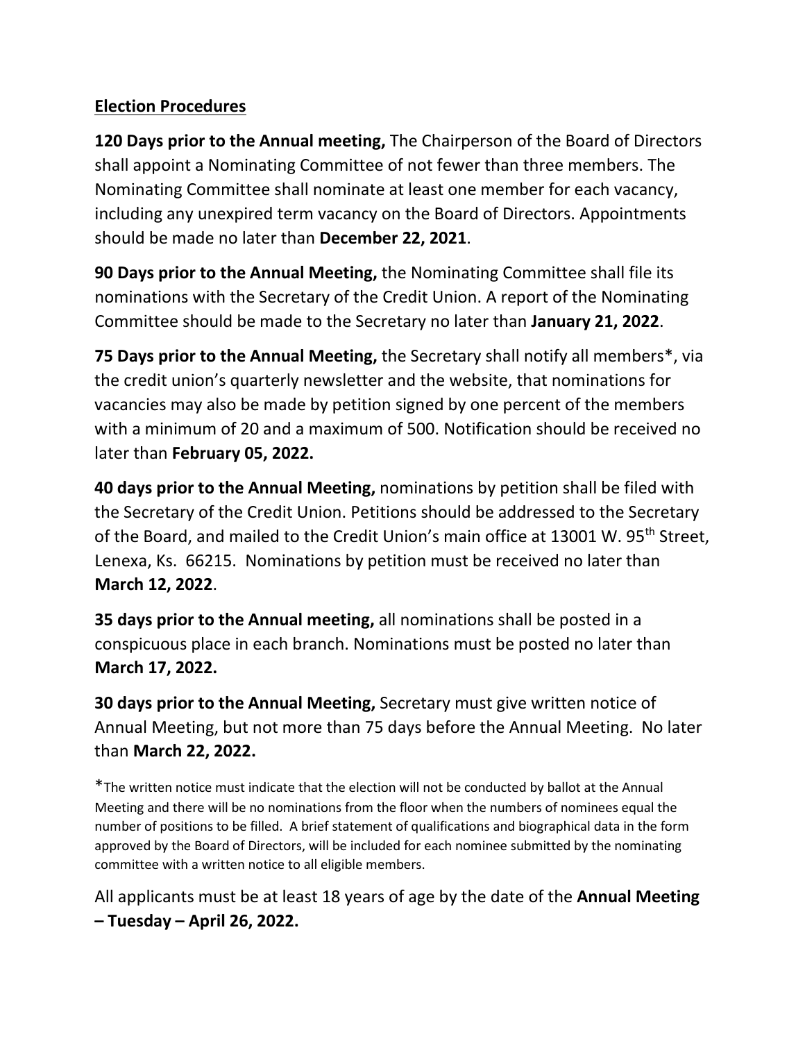## **Election Procedures**

**120 Days prior to the Annual meeting,** The Chairperson of the Board of Directors shall appoint a Nominating Committee of not fewer than three members. The Nominating Committee shall nominate at least one member for each vacancy, including any unexpired term vacancy on the Board of Directors. Appointments should be made no later than **December 22, 2021**.

**90 Days prior to the Annual Meeting,** the Nominating Committee shall file its nominations with the Secretary of the Credit Union. A report of the Nominating Committee should be made to the Secretary no later than **January 21, 2022**.

**75 Days prior to the Annual Meeting,** the Secretary shall notify all members*, via the credit union's quarterly newsletter and the website, that nominations for vacancies may also be made by petition signed by one percent of the members with a minimum of 20 and a maximum of 500. Notification should be received no later than **February 05, 2022.**

**40 days prior to the Annual Meeting,** nominations by petition shall be filed with the Secretary of the Credit Union. Petitions should be addressed to the Secretary of the Board, and mailed to the Credit Union's main office at 13001 W. 95th Street, Lenexa, Ks. 66215. Nominations by petition must be received no later than **March 12, 2022**.

**35 days prior to the Annual meeting,** all nominations shall be posted in a conspicuous place in each branch. Nominations must be posted no later than **March 17, 2022.**

**30 days prior to the Annual Meeting,** Secretary must give written notice of Annual Meeting, but not more than 75 days before the Annual Meeting. No later than **March 22, 2022.**

*The written notice must indicate that the election will not be conducted by ballot at the Annual Meeting and there will be no nominations from the floor when the numbers of nominees equal the number of positions to be filled. A brief statement of qualifications and biographical data in the form approved by the Board of Directors, will be included for each nominee submitted by the nominating committee with a written notice to all eligible members.

All applicants must be at least 18 years of age by the date of the **Annual Meeting – Tuesday – April 26, 2022.**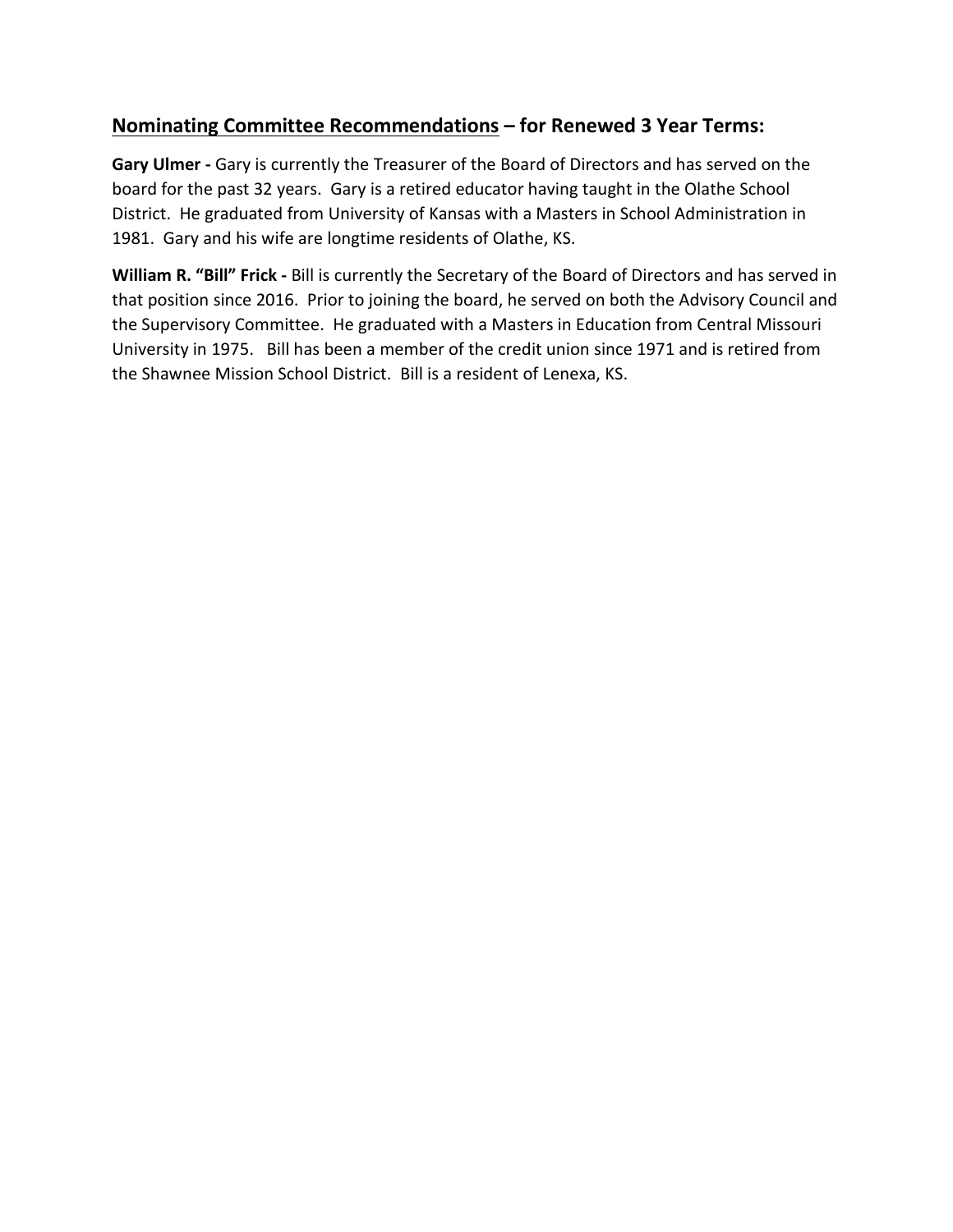## <u>Nominating Committee Recommendations</u> – for Renewed 3 Year Terms:

**Gary Ulmer -** Gary is currently the Treasurer of the Board of Directors and has served on the board for the past 32 years. Gary is a retired educator having taught in the Olathe School District. He graduated from University of Kansas with a Masters in School Administration in 1981. Gary and his wife are longtime residents of Olathe, KS.

**William R. "Bill" Frick -** Bill is currently the Secretary of the Board of Directors and has served in that position since 2016. Prior to joining the board, he served on both the Advisory Council and the Supervisory Committee. He graduated with a Masters in Education from Central Missouri University in 1975. Bill has been a member of the credit union since 1971 and is retired from the Shawnee Mission School District. Bill is a resident of Lenexa, KS.